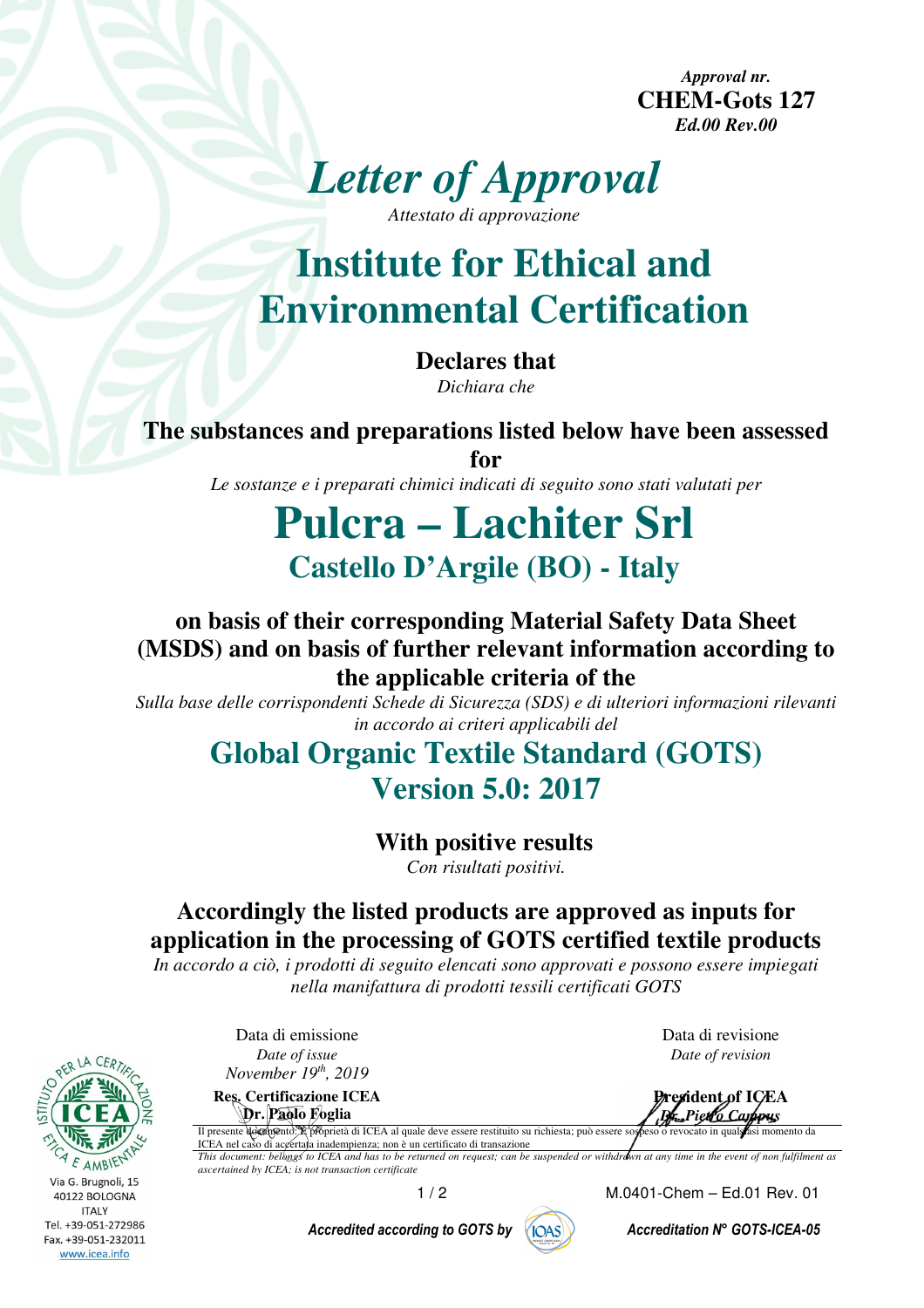*Approval nr.*
**CHEM-Gots 127**
*Ed.00 Rev.00*

# *Letter of Approval*

*Attestato di approvazione*

# Institute for Ethical and Environmental Certification

**Declares that**

*Dichiara che*

**The substances and preparations listed below have been assessed for**

*Le sostanze e i preparati chimici indicati di seguito sono stati valutati per*

# Pulcra – Lachiter Srl

## Castello D'Argile (BO) - Italy

**on basis of their corresponding Material Safety Data Sheet (MSDS) and on basis of further relevant information according to the applicable criteria of the**

*Sulla base delle corrispondenti Schede di Sicurezza (SDS) e di ulteriori informazioni rilevanti in accordo ai criteri applicabili del*

## Global Organic Textile Standard (GOTS) Version 5.0: 2017

**With positive results**

*Con risultati positivi.*

**Accordingly the listed products are approved as inputs for application in the processing of GOTS certified textile products**

*In accordo a ciò, i prodotti di seguito elencati sono approvati e possono essere impiegati nella manifattura di prodotti tessili certificati GOTS*

| Data di emissione | Data di revisione |
| --- | --- |
| *Date of issue* | *Date of revision* |
| *November 19th, 2019* | |
| **Res. Certificazione ICEA** | **President of ICEA** |
| **Dr. Paolo Foglia** | *Dr. Pietro Campus* |

Il presente documento, è proprietà di ICEA al quale deve essere restituito su richiesta; può essere sospeso o revocato in qualsiasi momento da ICEA nel caso di accertata inadempienza; non è un certificato di transazione

*This document: belongs to ICEA and has to be returned on request; can be suspended or withdrawn at any time in the event of non fulfilment as ascertained by ICEA; is not transaction certificate*

M.0401-Chem – Ed.01 Rev. 01

*Accredited according to GOTS by* IOAS *Accreditation N° GOTS-ICEA-05*

Via G. Brugnoli, 15
40122 BOLOGNA
ITALY
Tel. +39-051-272986
Fax. +39-051-232011
www.icea.info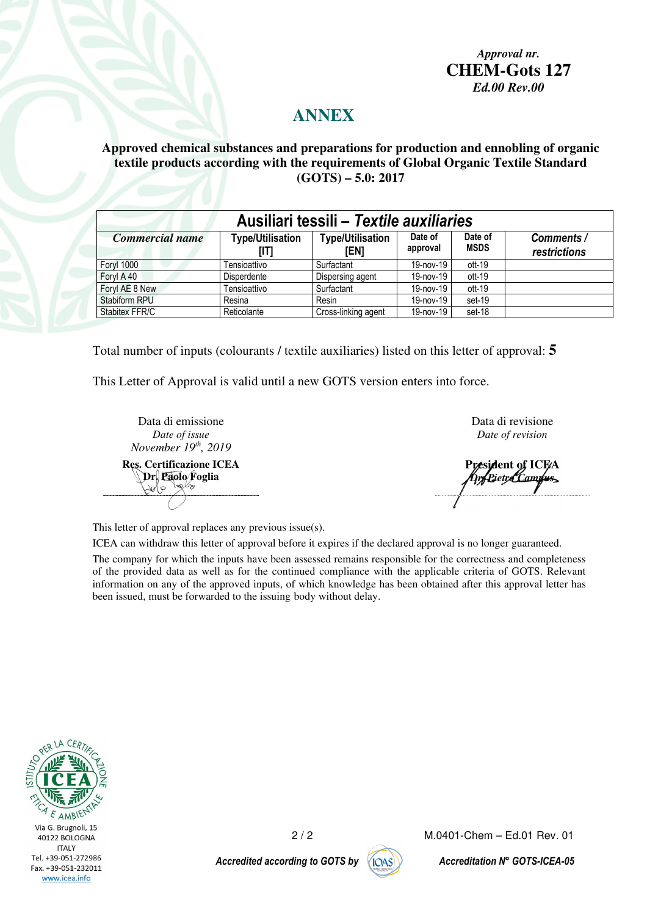*Approval nr.*
**CHEM-Gots 127**
*Ed.00 Rev.00*

# ANNEX

**Approved chemical substances and preparations for production and ennobling of organic textile products according with the requirements of Global Organic Textile Standard (GOTS) – 5.0: 2017**

| Ausiliari tessili – *Textile auxiliaries* | | | | | |
|---|---|---|---|---|---|
| ***Commercial name*** | **Type/Utilisation [IT]** | **Type/Utilisation [EN]** | **Date of approval** | **Date of MSDS** | ***Comments / restrictions*** |
| Foryl 1000 | Tensioattivo | Surfactant | 19-nov-19 | ott-19 | |
| Foryl A 40 | Disperdente | Dispersing agent | 19-nov-19 | ott-19 | |
| Foryl AE 8 New | Tensioattivo | Surfactant | 19-nov-19 | ott-19 | |
| Stabiform RPU | Resina | Resin | 19-nov-19 | set-19 | |
| Stabitex FFR/C | Reticolante | Cross-linking agent | 19-nov-19 | set-18 | |

Total number of inputs (colourants / textile auxiliaries) listed on this letter of approval: **5**

This Letter of Approval is valid until a new GOTS version enters into force.

Data di emissione
*Date of issue*
*November 19th, 2019*
**Res. Certificazione ICEA**
**Dr. Paolo Foglia**

Data di revisione
*Date of revision*

**President of ICEA**
***Dr. Pietro Campus***

This letter of approval replaces any previous issue(s).

ICEA can withdraw this letter of approval before it expires if the declared approval is no longer guaranteed.

The company for which the inputs have been assessed remains responsible for the correctness and completeness of the provided data as well as for the continued compliance with the applicable criteria of GOTS. Relevant information on any of the approved inputs, of which knowledge has been obtained after this approval letter has been issued, must be forwarded to the issuing body without delay.

ISTITUTO PER LA CERTIFICAZIONE ETICA E AMBIENTALE – ICEA
Via G. Brugnoli, 15
40122 BOLOGNA
ITALY
Tel. +39-051-272986
Fax. +39-051-232011
www.icea.info

M.0401-Chem – Ed.01 Rev. 01

*Accredited according to GOTS by* IOAS

*Accreditation N° GOTS-ICEA-05*